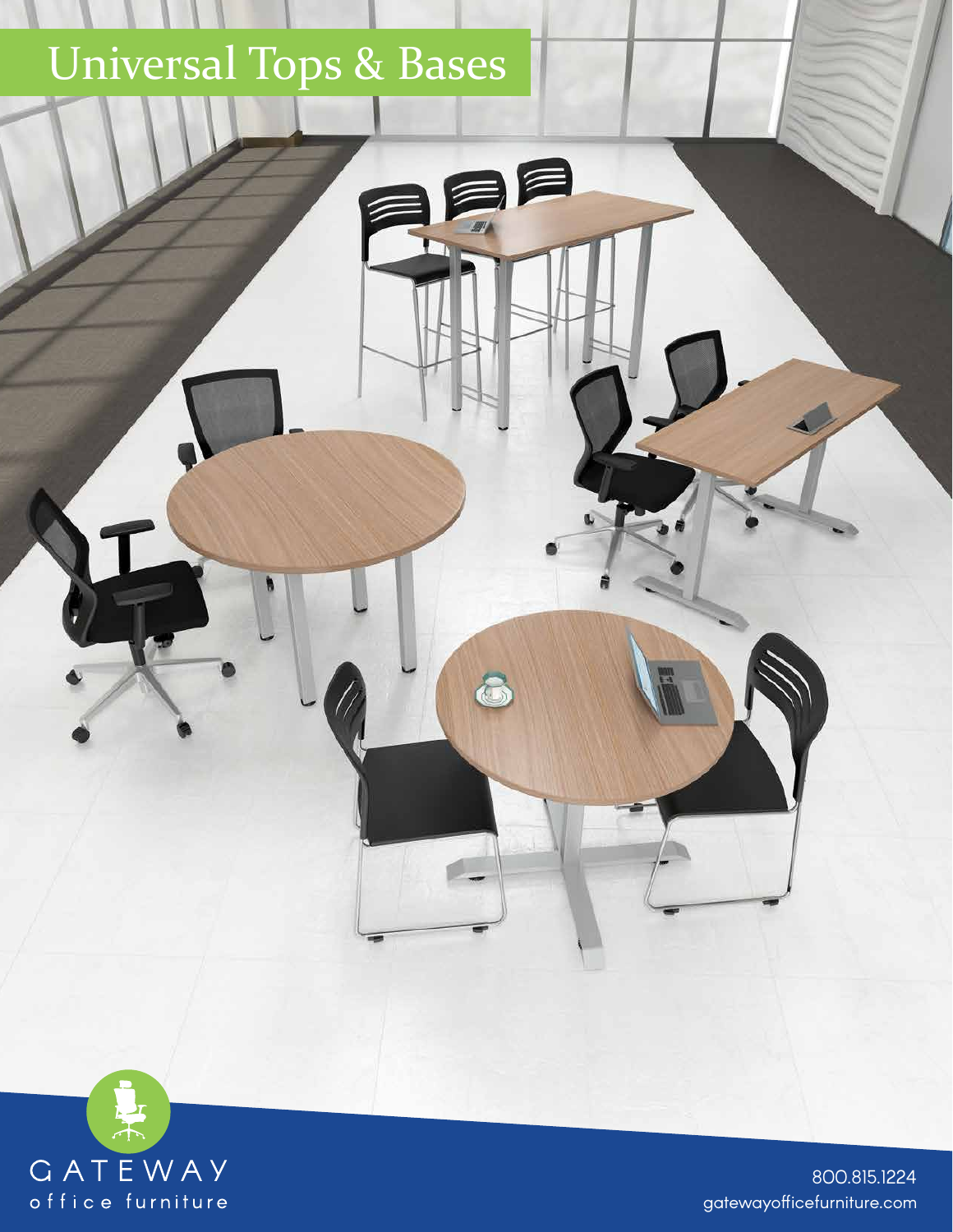# Universal Tops & Bases

GATEWAY
office furniture

800.815.1224
gatewayofficefurniture.com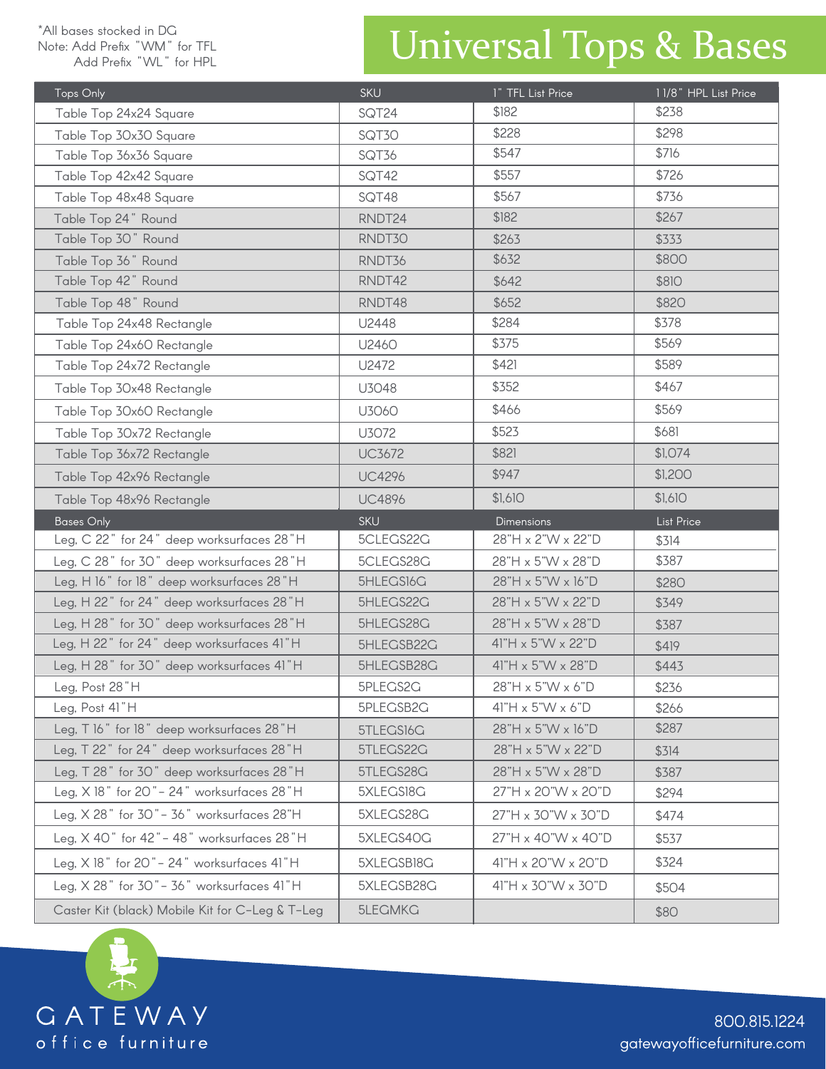*All bases stocked in DG
Note: Add Prefix "WM" for TFL
Add Prefix "WL" for HPL

# Universal Tops & Bases

| Tops Only | SKU | 1" TFL List Price | 1 1/8" HPL List Price |
|---|---|---|---|
| Table Top 24x24 Square | SQT24 | $182 | $238 |
| Table Top 30x30 Square | SQT30 | $228 | $298 |
| Table Top 36x36 Square | SQT36 | $547 | $716 |
| Table Top 42x42 Square | SQT42 | $557 | $726 |
| Table Top 48x48 Square | SQT48 | $567 | $736 |
| Table Top 24" Round | RNDT24 | $182 | $267 |
| Table Top 30" Round | RNDT30 | $263 | $333 |
| Table Top 36" Round | RNDT36 | $632 | $800 |
| Table Top 42" Round | RNDT42 | $642 | $810 |
| Table Top 48" Round | RNDT48 | $652 | $820 |
| Table Top 24x48 Rectangle | U2448 | $284 | $378 |
| Table Top 24x60 Rectangle | U2460 | $375 | $569 |
| Table Top 24x72 Rectangle | U2472 | $421 | $589 |
| Table Top 30x48 Rectangle | U3048 | $352 | $467 |
| Table Top 30x60 Rectangle | U3060 | $466 | $569 |
| Table Top 30x72 Rectangle | U3072 | $523 | $681 |
| Table Top 36x72 Rectangle | UC3672 | $821 | $1,074 |
| Table Top 42x96 Rectangle | UC4296 | $947 | $1,200 |
| Table Top 48x96 Rectangle | UC4896 | $1,610 | $1,610 |
| **Bases Only** | **SKU** | **Dimensions** | **List Price** |
| Leg, C 22" for 24" deep worksurfaces 28"H | 5CLEGS22G | 28"H x 2"W x 22"D | $314 |
| Leg, C 28" for 30" deep worksurfaces 28"H | 5CLEGS28G | 28"H x 5"W x 28"D | $387 |
| Leg, H 16" for 18" deep worksurfaces 28"H | 5HLEGS16G | 28"H x 5"W x 16"D | $280 |
| Leg, H 22" for 24" deep worksurfaces 28"H | 5HLEGS22G | 28"H x 5"W x 22"D | $349 |
| Leg, H 28" for 30" deep worksurfaces 28"H | 5HLEGS28G | 28"H x 5"W x 28"D | $387 |
| Leg, H 22" for 24" deep worksurfaces 41"H | 5HLEGSB22G | 41"H x 5"W x 22"D | $419 |
| Leg, H 28" for 30" deep worksurfaces 41"H | 5HLEGSB28G | 41"H x 5"W x 28"D | $443 |
| Leg, Post 28"H | 5PLEGS2G | 28"H x 5"W x 6"D | $236 |
| Leg, Post 41"H | 5PLEGSB2G | 41"H x 5"W x 6"D | $266 |
| Leg, T 16" for 18" deep worksurfaces 28"H | 5TLEGS16G | 28"H x 5"W x 16"D | $287 |
| Leg, T 22" for 24" deep worksurfaces 28"H | 5TLEGS22G | 28"H x 5"W x 22"D | $314 |
| Leg, T 28" for 30" deep worksurfaces 28"H | 5TLEGS28G | 28"H x 5"W x 28"D | $387 |
| Leg, X 18" for 20"- 24" worksurfaces 28"H | 5XLEGS18G | 27"H x 20"W x 20"D | $294 |
| Leg, X 28" for 30"- 36" worksurfaces 28"H | 5XLEGS28G | 27"H x 30"W x 30"D | $474 |
| Leg, X 40" for 42"- 48" worksurfaces 28"H | 5XLEGS40G | 27"H x 40"W x 40"D | $537 |
| Leg, X 18" for 20"- 24" worksurfaces 41"H | 5XLEGSB18G | 41"H x 20"W x 20"D | $324 |
| Leg, X 28" for 30"- 36" worksurfaces 41"H | 5XLEGSB28G | 41"H x 30"W x 30"D | $504 |
| Caster Kit (black) Mobile Kit for C-Leg & T-Leg | 5LEGMKG | | $80 |

GATEWAY
office furniture

800.815.1224
gatewayofficefurniture.com